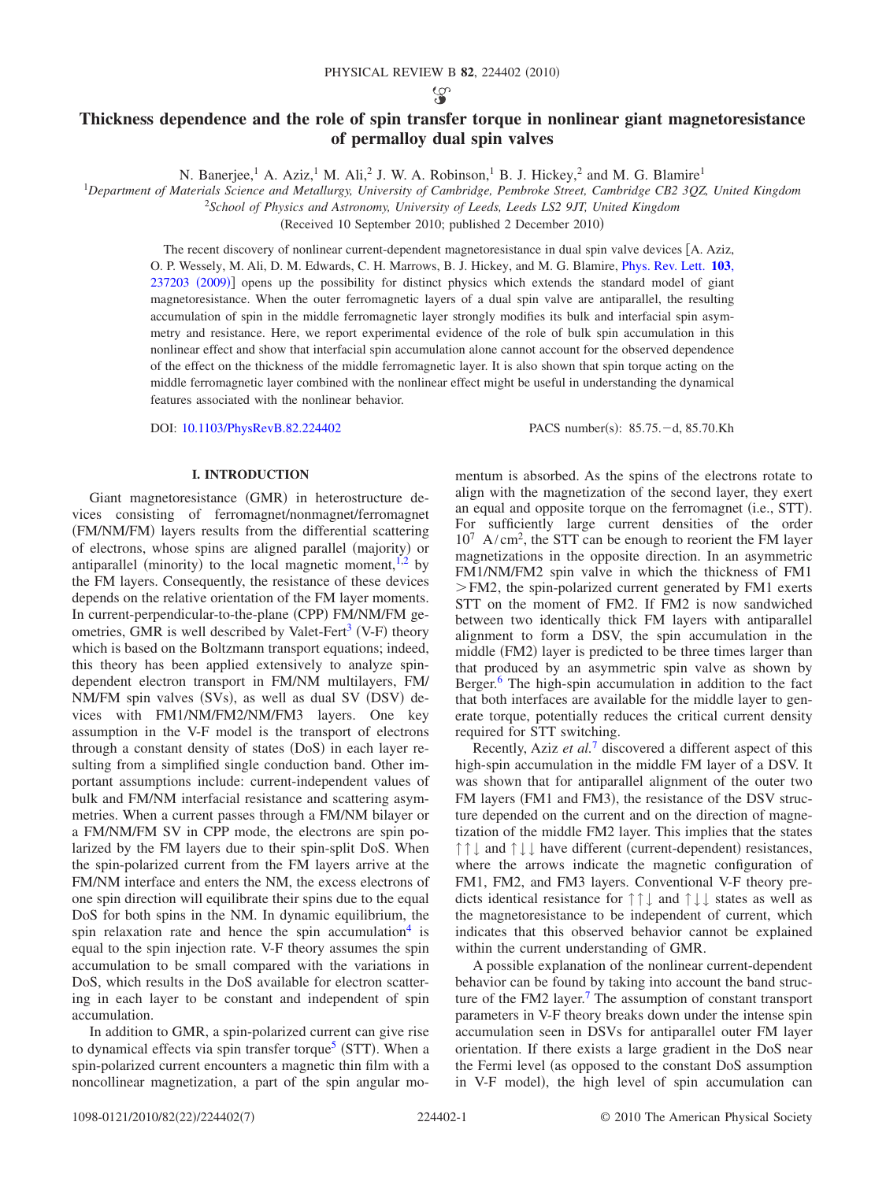# Thickness dependence and the role of spin transfer torque in nonlinear giant magnetoresistance of permalloy dual spin valves

N. Banerjee,[1] A. Aziz,[1] M. Ali,[2] J. W. A. Robinson,[1] B. J. Hickey,[2] and M. G. Blamire[1]

[1]*Department of Materials Science and Metallurgy, University of Cambridge, Pembroke Street, Cambridge CB2 3QZ, United Kingdom*

[2]*School of Physics and Astronomy, University of Leeds, Leeds LS2 9JT, United Kingdom*

(Received 10 September 2010; published 2 December 2010)

The recent discovery of nonlinear current-dependent magnetoresistance in dual spin valve devices [A. Aziz, O. P. Wessely, M. Ali, D. M. Edwards, C. H. Marrows, B. J. Hickey, and M. G. Blamire, Phys. Rev. Lett. **103**, 237203 (2009)] opens up the possibility for distinct physics which extends the standard model of giant magnetoresistance. When the outer ferromagnetic layers of a dual spin valve are antiparallel, the resulting accumulation of spin in the middle ferromagnetic layer strongly modifies its bulk and interfacial spin asymmetry and resistance. Here, we report experimental evidence of the role of bulk spin accumulation in this nonlinear effect and show that interfacial spin accumulation alone cannot account for the observed dependence of the effect on the thickness of the middle ferromagnetic layer. It is also shown that spin torque acting on the middle ferromagnetic layer combined with the nonlinear effect might be useful in understanding the dynamical features associated with the nonlinear behavior.

DOI: 10.1103/PhysRevB.82.224402 PACS number(s): 85.75.−d, 85.70.Kh

## I. INTRODUCTION

Giant magnetoresistance (GMR) in heterostructure devices consisting of ferromagnet/nonmagnet/ferromagnet (FM/NM/FM) layers results from the differential scattering of electrons, whose spins are aligned parallel (majority) or antiparallel (minority) to the local magnetic moment,[1,2] by the FM layers. Consequently, the resistance of these devices depends on the relative orientation of the FM layer moments. In current-perpendicular-to-the-plane (CPP) FM/NM/FM geometries, GMR is well described by Valet-Fert[3] (V-F) theory which is based on the Boltzmann transport equations; indeed, this theory has been applied extensively to analyze spin-dependent electron transport in FM/NM multilayers, FM/NM/FM spin valves (SVs), as well as dual SV (DSV) devices with FM1/NM/FM2/NM/FM3 layers. One key assumption in the V-F model is the transport of electrons through a constant density of states (DoS) in each layer resulting from a simplified single conduction band. Other important assumptions include: current-independent values of bulk and FM/NM interfacial resistance and scattering asymmetries. When a current passes through a FM/NM bilayer or a FM/NM/FM SV in CPP mode, the electrons are spin polarized by the FM layers due to their spin-split DoS. When the spin-polarized current from the FM layers arrive at the FM/NM interface and enters the NM, the excess electrons of one spin direction will equilibrate their spins due to the equal DoS for both spins in the NM. In dynamic equilibrium, the spin relaxation rate and hence the spin accumulation[4] is equal to the spin injection rate. V-F theory assumes the spin accumulation to be small compared with the variations in DoS, which results in the DoS available for electron scattering in each layer to be constant and independent of spin accumulation.

In addition to GMR, a spin-polarized current can give rise to dynamical effects via spin transfer torque[5] (STT). When a spin-polarized current encounters a magnetic thin film with a noncollinear magnetization, a part of the spin angular momentum is absorbed. As the spins of the electrons rotate to align with the magnetization of the second layer, they exert an equal and opposite torque on the ferromagnet (i.e., STT). For sufficiently large current densities of the order $10^7$ A/cm$^2$, the STT can be enough to reorient the FM layer magnetizations in the opposite direction. In an asymmetric FM1/NM/FM2 spin valve in which the thickness of FM1 >FM2, the spin-polarized current generated by FM1 exerts STT on the moment of FM2. If FM2 is now sandwiched between two identically thick FM layers with antiparallel alignment to form a DSV, the spin accumulation in the middle (FM2) layer is predicted to be three times larger than that produced by an asymmetric spin valve as shown by Berger.[6] The high-spin accumulation in addition to the fact that both interfaces are available for the middle layer to generate torque, potentially reduces the critical current density required for STT switching.

Recently, Aziz *et al.*[7] discovered a different aspect of this high-spin accumulation in the middle FM layer of a DSV. It was shown that for antiparallel alignment of the outer two FM layers (FM1 and FM3), the resistance of the DSV structure depended on the current and on the direction of magnetization of the middle FM2 layer. This implies that the states ↑↑↓ and ↑↓↓ have different (current-dependent) resistances, where the arrows indicate the magnetic configuration of FM1, FM2, and FM3 layers. Conventional V-F theory predicts identical resistance for ↑↑↓ and ↑↓↓ states as well as the magnetoresistance to be independent of current, which indicates that this observed behavior cannot be explained within the current understanding of GMR.

A possible explanation of the nonlinear current-dependent behavior can be found by taking into account the band structure of the FM2 layer.[7] The assumption of constant transport parameters in V-F theory breaks down under the intense spin accumulation seen in DSVs for antiparallel outer FM layer orientation. If there exists a large gradient in the DoS near the Fermi level (as opposed to the constant DoS assumption in V-F model), the high level of spin accumulation can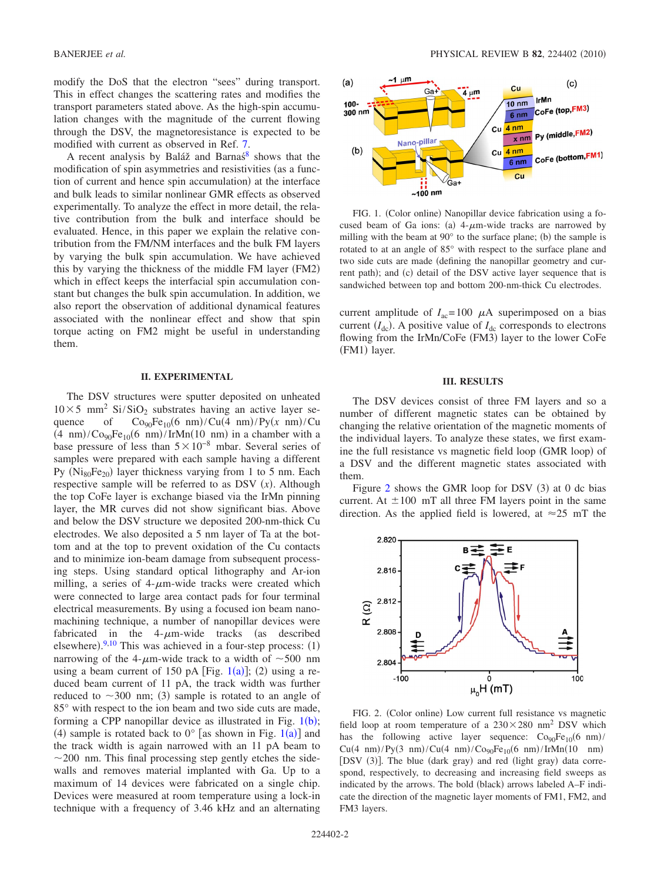modify the DoS that the electron "sees" during transport. This in effect changes the scattering rates and modifies the transport parameters stated above. As the high-spin accumulation changes with the magnitude of the current flowing through the DSV, the magnetoresistance is expected to be modified with current as observed in Ref. 7.

A recent analysis by Baláž and Barnaś[8] shows that the modification of spin asymmetries and resistivities (as a function of current and hence spin accumulation) at the interface and bulk leads to similar nonlinear GMR effects as observed experimentally. To analyze the effect in more detail, the relative contribution from the bulk and interface should be evaluated. Hence, in this paper we explain the relative contribution from the FM/NM interfaces and the bulk FM layers by varying the bulk spin accumulation. We have achieved this by varying the thickness of the middle FM layer (FM2) which in effect keeps the interfacial spin accumulation constant but changes the bulk spin accumulation. In addition, we also report the observation of additional dynamical features associated with the nonlinear effect and show that spin torque acting on FM2 might be useful in understanding them.

## II. EXPERIMENTAL

The DSV structures were sputter deposited on unheated $10\times5$ mm$^2$ Si/SiO$_2$ substrates having an active layer sequence of $Co_{90}Fe_{10}$(6 nm)/Cu(4 nm)/Py($x$ nm)/Cu (4 nm)/$Co_{90}Fe_{10}$(6 nm)/IrMn(10 nm) in a chamber with a base pressure of less than $5\times10^{-8}$ mbar. Several series of samples were prepared with each sample having a different Py ($Ni_{80}Fe_{20}$) layer thickness varying from 1 to 5 nm. Each respective sample will be referred to as DSV ($x$). Although the top CoFe layer is exchange biased via the IrMn pinning layer, the MR curves did not show significant bias. Above and below the DSV structure we deposited 200-nm-thick Cu electrodes. We also deposited a 5 nm layer of Ta at the bottom and at the top to prevent oxidation of the Cu contacts and to minimize ion-beam damage from subsequent processing steps. Using standard optical lithography and Ar-ion milling, a series of 4-$\mu$m-wide tracks were created which were connected to large area contact pads for four terminal electrical measurements. By using a focused ion beam nanomachining technique, a number of nanopillar devices were fabricated in the 4-$\mu$m-wide tracks (as described elsewhere).[9,10] This was achieved in a four-step process: (1) narrowing of the 4-$\mu$m-wide track to a width of $\sim$500 nm using a beam current of 150 pA [Fig. 1(a)]; (2) using a reduced beam current of 11 pA, the track width was further reduced to $\sim$300 nm; (3) sample is rotated to an angle of 85° with respect to the ion beam and two side cuts are made, forming a CPP nanopillar device as illustrated in Fig. 1(b); (4) sample is rotated back to 0° [as shown in Fig. 1(a)] and the track width is again narrowed with an 11 pA beam to $\sim$200 nm. This final processing step gently etches the sidewalls and removes material implanted with Ga. Up to a maximum of 14 devices were fabricated on a single chip. Devices were measured at room temperature using a lock-in technique with a frequency of 3.46 kHz and an alternating current amplitude of $I_{ac}=100$ $\mu$A superimposed on a bias current ($I_{dc}$). A positive value of $I_{dc}$ corresponds to electrons flowing from the IrMn/CoFe (FM3) layer to the lower CoFe (FM1) layer.

FIG. 1. (Color online) Nanopillar device fabrication using a focused beam of Ga ions: (a) 4-$\mu$m-wide tracks are narrowed by milling with the beam at 90° to the surface plane; (b) the sample is rotated to an angle of 85° with respect to the surface plane and two side cuts are made (defining the nanopillar geometry and current path); and (c) detail of the DSV active layer sequence that is sandwiched between top and bottom 200-nm-thick Cu electrodes.

## III. RESULTS

The DSV devices consist of three FM layers and so a number of different magnetic states can be obtained by changing the relative orientation of the magnetic moments of the individual layers. To analyze these states, we first examine the full resistance vs magnetic field loop (GMR loop) of a DSV and the different magnetic states associated with them.

Figure 2 shows the GMR loop for DSV (3) at 0 dc bias current. At $\pm$100 mT all three FM layers point in the same direction. As the applied field is lowered, at $\approx$25 mT the

FIG. 2. (Color online) Low current full resistance vs magnetic field loop at room temperature of a $230\times280$ nm$^2$ DSV which has the following active layer sequence: $Co_{90}Fe_{10}$(6 nm)/Cu(4 nm)/Py(3 nm)/Cu(4 nm)/$Co_{90}Fe_{10}$(6 nm)/IrMn(10 nm) [DSV (3)]. The blue (dark gray) and red (light gray) data correspond, respectively, to decreasing and increasing field sweeps as indicated by the arrows. The bold (black) arrows labeled A–F indicate the direction of the magnetic layer moments of FM1, FM2, and FM3 layers.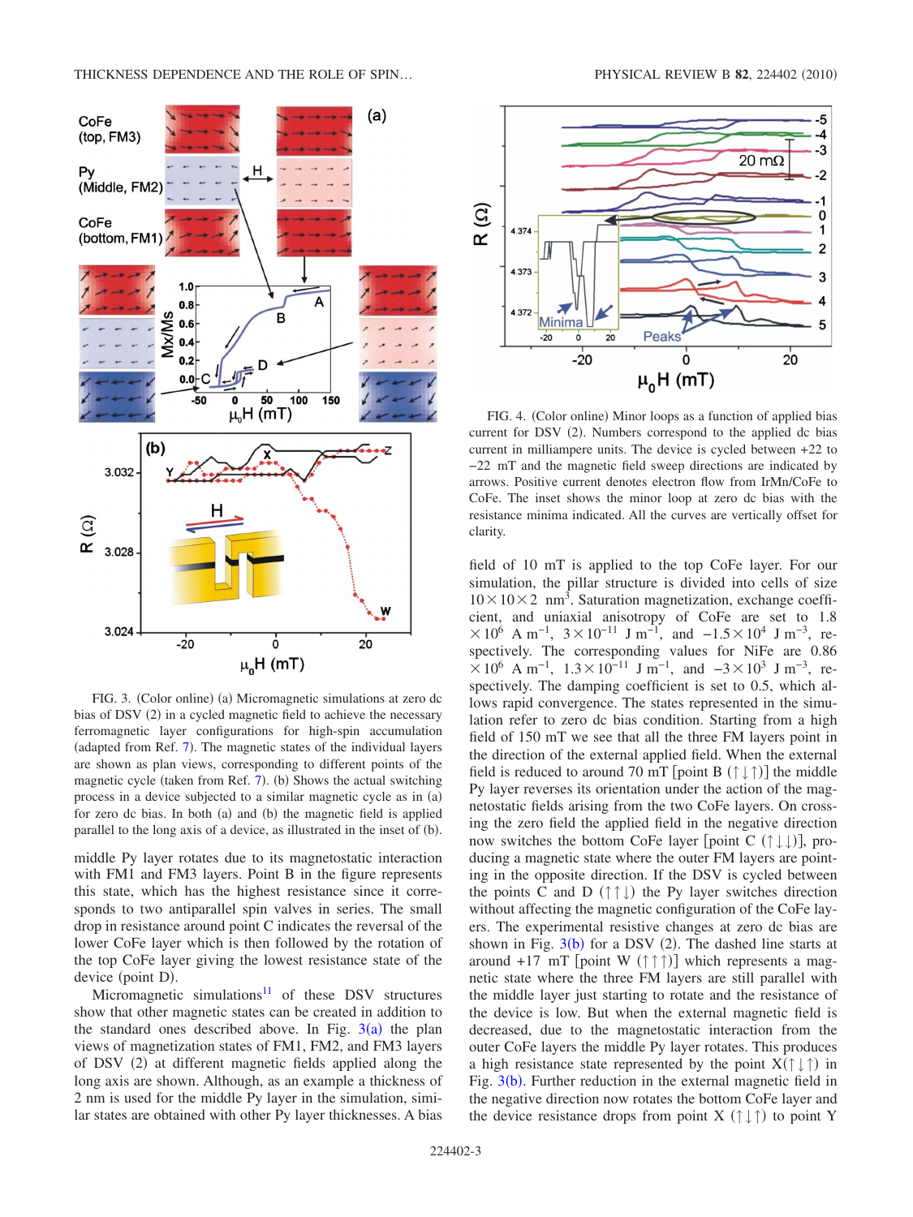FIG. 3. (Color online) (a) Micromagnetic simulations at zero dc bias of DSV (2) in a cycled magnetic field to achieve the necessary ferromagnetic layer configurations for high-spin accumulation (adapted from Ref. 7). The magnetic states of the individual layers are shown as plan views, corresponding to different points of the magnetic cycle (taken from Ref. 7). (b) Shows the actual switching process in a device subjected to a similar magnetic cycle as in (a) for zero dc bias. In both (a) and (b) the magnetic field is applied parallel to the long axis of a device, as illustrated in the inset of (b).

middle Py layer rotates due to its magnetostatic interaction with FM1 and FM3 layers. Point B in the figure represents this state, which has the highest resistance since it corresponds to two antiparallel spin valves in series. The small drop in resistance around point C indicates the reversal of the lower CoFe layer which is then followed by the rotation of the top CoFe layer giving the lowest resistance state of the device (point D).

Micromagnetic simulations[11] of these DSV structures show that other magnetic states can be created in addition to the standard ones described above. In Fig. 3(a) the plan views of magnetization states of FM1, FM2, and FM3 layers of DSV (2) at different magnetic fields applied along the long axis are shown. Although, as an example a thickness of 2 nm is used for the middle Py layer in the simulation, similar states are obtained with other Py layer thicknesses. A bias field of 10 mT is applied to the top CoFe layer. For our simulation, the pillar structure is divided into cells of size $10\times10\times2$ nm$^3$. Saturation magnetization, exchange coefficient, and uniaxial anisotropy of CoFe are set to $1.8\times10^6$ A m$^{-1}$, $3\times10^{-11}$ J m$^{-1}$, and $-1.5\times10^4$ J m$^{-3}$, respectively. The corresponding values for NiFe are $0.86\times10^6$ A m$^{-1}$, $1.3\times10^{-11}$ J m$^{-1}$, and $-3\times10^3$ J m$^{-3}$, respectively. The damping coefficient is set to 0.5, which allows rapid convergence. The states represented in the simulation refer to zero dc bias condition. Starting from a high field of 150 mT we see that all the three FM layers point in the direction of the external applied field. When the external field is reduced to around 70 mT [point B (↑↓↑)] the middle Py layer reverses its orientation under the action of the magnetostatic fields arising from the two CoFe layers. On crossing the zero field the applied field in the negative direction now switches the bottom CoFe layer [point C (↑↓↓)], producing a magnetic state where the outer FM layers are pointing in the opposite direction. If the DSV is cycled between the points C and D (↑↑↓) the Py layer switches direction without affecting the magnetic configuration of the CoFe layers. The experimental resistive changes at zero dc bias are shown in Fig. 3(b) for a DSV (2). The dashed line starts at around +17 mT [point W (↑↑↑)] which represents a magnetic state where the three FM layers are still parallel with the middle layer just starting to rotate and the resistance of the device is low. But when the external magnetic field is decreased, due to the magnetostatic interaction from the outer CoFe layers the middle Py layer rotates. This produces a high resistance state represented by the point X(↑↓↑) in Fig. 3(b). Further reduction in the external magnetic field in the negative direction now rotates the bottom CoFe layer and the device resistance drops from point X (↑↓↑) to point Y

FIG. 4. (Color online) Minor loops as a function of applied bias current for DSV (2). Numbers correspond to the applied dc bias current in milliampere units. The device is cycled between +22 to −22 mT and the magnetic field sweep directions are indicated by arrows. Positive current denotes electron flow from IrMn/CoFe to CoFe. The inset shows the minor loop at zero dc bias with the resistance minima indicated. All the curves are vertically offset for clarity.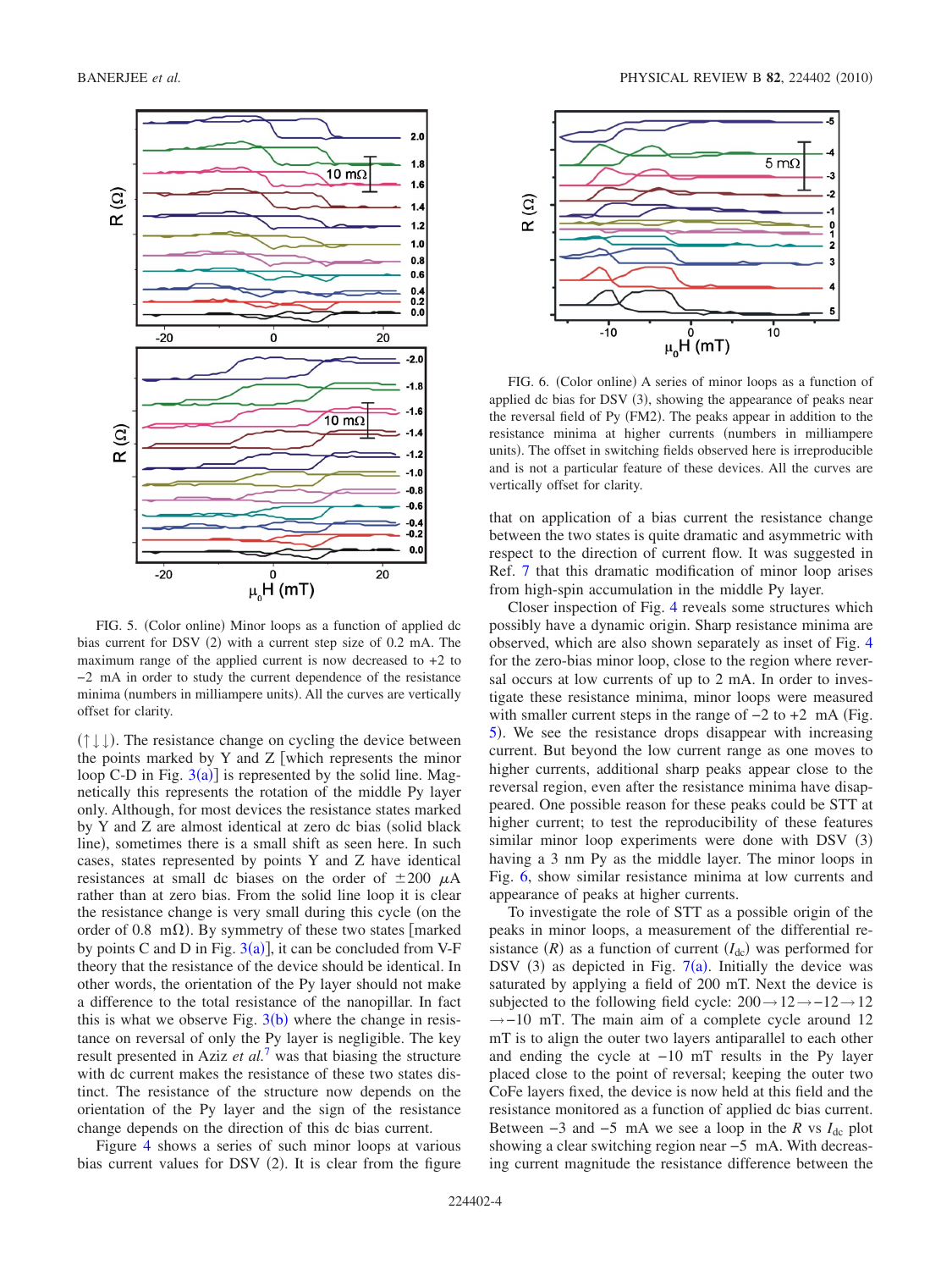FIG. 5. (Color online) Minor loops as a function of applied dc bias current for DSV (2) with a current step size of 0.2 mA. The maximum range of the applied current is now decreased to +2 to −2 mA in order to study the current dependence of the resistance minima (numbers in milliampere units). All the curves are vertically offset for clarity.

FIG. 6. (Color online) A series of minor loops as a function of applied dc bias for DSV (3), showing the appearance of peaks near the reversal field of Py (FM2). The peaks appear in addition to the resistance minima at higher currents (numbers in milliampere units). The offset in switching fields observed here is irreproducible and is not a particular feature of these devices. All the curves are vertically offset for clarity.

(↑↓↓). The resistance change on cycling the device between the points marked by Y and Z [which represents the minor loop C-D in Fig. 3(a)] is represented by the solid line. Magnetically this represents the rotation of the middle Py layer only. Although, for most devices the resistance states marked by Y and Z are almost identical at zero dc bias (solid black line), sometimes there is a small shift as seen here. In such cases, states represented by points Y and Z have identical resistances at small dc biases on the order of $\pm 200$ $\mu$A rather than at zero bias. From the solid line loop it is clear the resistance change is very small during this cycle (on the order of 0.8 m$\Omega$). By symmetry of these two states [marked by points C and D in Fig. 3(a)], it can be concluded from V-F theory that the resistance of the device should be identical. In other words, the orientation of the Py layer should not make a difference to the total resistance of the nanopillar. In fact this is what we observe Fig. 3(b) where the change in resistance on reversal of only the Py layer is negligible. The key result presented in Aziz *et al.*[7] was that biasing the structure with dc current makes the resistance of these two states distinct. The resistance of the structure now depends on the orientation of the Py layer and the sign of the resistance change depends on the direction of this dc bias current.

Figure 4 shows a series of such minor loops at various bias current values for DSV (2). It is clear from the figure that on application of a bias current the resistance change between the two states is quite dramatic and asymmetric with respect to the direction of current flow. It was suggested in Ref. 7 that this dramatic modification of minor loop arises from high-spin accumulation in the middle Py layer.

Closer inspection of Fig. 4 reveals some structures which possibly have a dynamic origin. Sharp resistance minima are observed, which are also shown separately as inset of Fig. 4 for the zero-bias minor loop, close to the region where reversal occurs at low currents of up to 2 mA. In order to investigate these resistance minima, minor loops were measured with smaller current steps in the range of −2 to +2 mA (Fig. 5). We see the resistance drops disappear with increasing current. But beyond the low current range as one moves to higher currents, additional sharp peaks appear close to the reversal region, even after the resistance minima have disappeared. One possible reason for these peaks could be STT at higher current; to test the reproducibility of these features similar minor loop experiments were done with DSV (3) having a 3 nm Py as the middle layer. The minor loops in Fig. 6, show similar resistance minima at low currents and appearance of peaks at higher currents.

To investigate the role of STT as a possible origin of the peaks in minor loops, a measurement of the differential resistance ($R$) as a function of current ($I_{\mathrm{dc}}$) was performed for DSV (3) as depicted in Fig. 7(a). Initially the device was saturated by applying a field of 200 mT. Next the device is subjected to the following field cycle: $200 \rightarrow 12 \rightarrow -12 \rightarrow 12 \rightarrow -10$ mT. The main aim of a complete cycle around 12 mT is to align the outer two layers antiparallel to each other and ending the cycle at −10 mT results in the Py layer placed close to the point of reversal; keeping the outer two CoFe layers fixed, the device is now held at this field and the resistance monitored as a function of applied dc bias current. Between −3 and −5 mA we see a loop in the $R$ vs $I_{\mathrm{dc}}$ plot showing a clear switching region near −5 mA. With decreasing current magnitude the resistance difference between the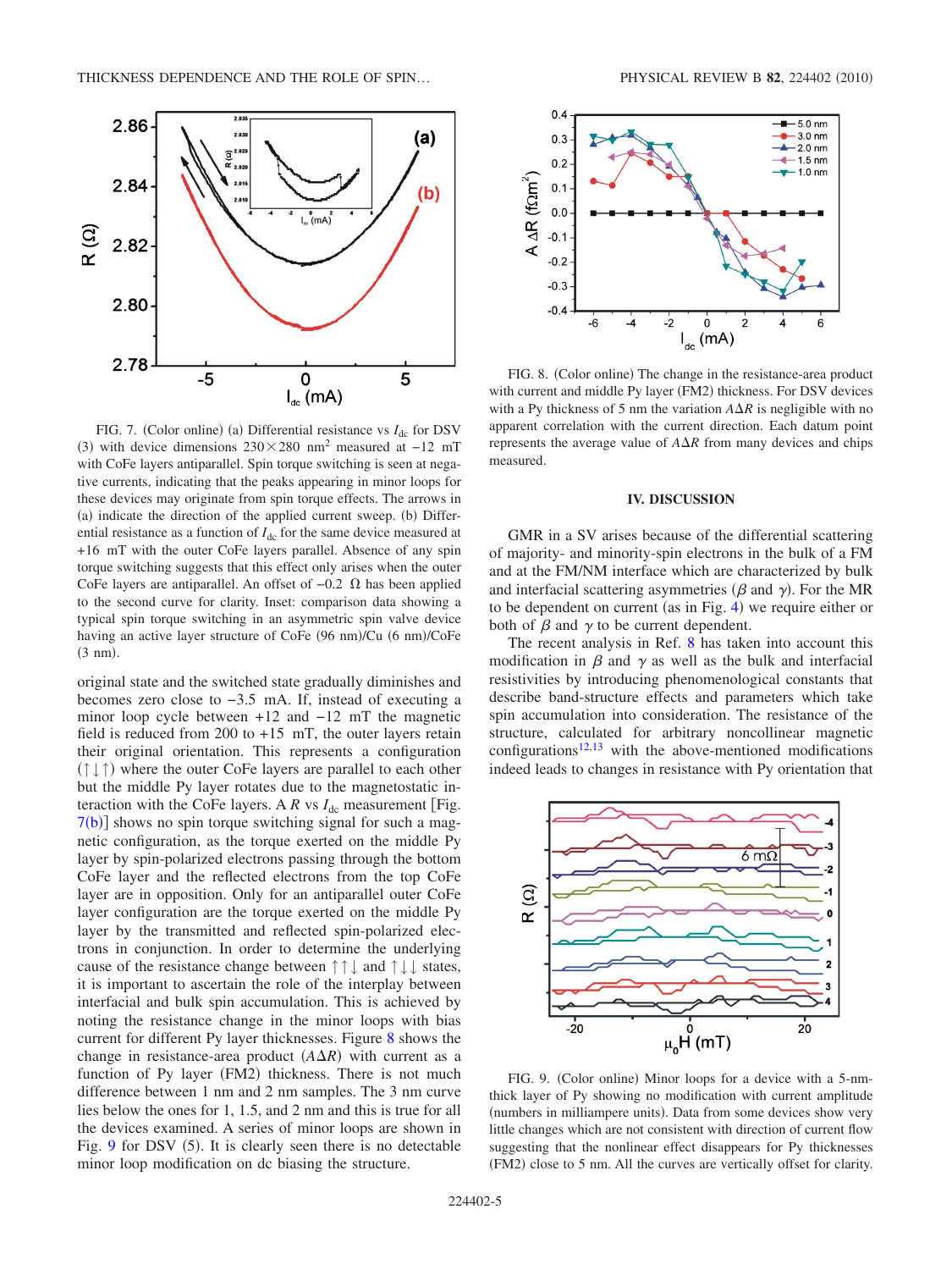FIG. 7. (Color online) (a) Differential resistance vs $I_{dc}$ for DSV (3) with device dimensions $230\times280$ nm$^2$ measured at −12 mT with CoFe layers antiparallel. Spin torque switching is seen at negative currents, indicating that the peaks appearing in minor loops for these devices may originate from spin torque effects. The arrows in (a) indicate the direction of the applied current sweep. (b) Differential resistance as a function of $I_{dc}$ for the same device measured at +16 mT with the outer CoFe layers parallel. Absence of any spin torque switching suggests that this effect only arises when the outer CoFe layers are antiparallel. An offset of −0.2 Ω has been applied to the second curve for clarity. Inset: comparison data showing a typical spin torque switching in an asymmetric spin valve device having an active layer structure of CoFe (96 nm)/Cu (6 nm)/CoFe (3 nm).

original state and the switched state gradually diminishes and becomes zero close to −3.5 mA. If, instead of executing a minor loop cycle between +12 and −12 mT the magnetic field is reduced from 200 to +15 mT, the outer layers retain their original orientation. This represents a configuration (↑↓↑) where the outer CoFe layers are parallel to each other but the middle Py layer rotates due to the magnetostatic interaction with the CoFe layers. A $R$ vs $I_{dc}$ measurement [Fig. 7(b)] shows no spin torque switching signal for such a magnetic configuration, as the torque exerted on the middle Py layer by spin-polarized electrons passing through the bottom CoFe layer and the reflected electrons from the top CoFe layer are in opposition. Only for an antiparallel outer CoFe layer configuration are the torque exerted on the middle Py layer by the transmitted and reflected spin-polarized electrons in conjunction. In order to determine the underlying cause of the resistance change between ↑↑↓ and ↑↓↓ states, it is important to ascertain the role of the interplay between interfacial and bulk spin accumulation. This is achieved by noting the resistance change in the minor loops with bias current for different Py layer thicknesses. Figure 8 shows the change in resistance-area product ($A\Delta R$) with current as a function of Py layer (FM2) thickness. There is not much difference between 1 nm and 2 nm samples. The 3 nm curve lies below the ones for 1, 1.5, and 2 nm and this is true for all the devices examined. A series of minor loops are shown in Fig. 9 for DSV (5). It is clearly seen there is no detectable minor loop modification on dc biasing the structure.

FIG. 8. (Color online) The change in the resistance-area product with current and middle Py layer (FM2) thickness. For DSV devices with a Py thickness of 5 nm the variation $A\Delta R$ is negligible with no apparent correlation with the current direction. Each datum point represents the average value of $A\Delta R$ from many devices and chips measured.

## IV. DISCUSSION

GMR in a SV arises because of the differential scattering of majority- and minority-spin electrons in the bulk of a FM and at the FM/NM interface which are characterized by bulk and interfacial scattering asymmetries ($\beta$ and $\gamma$). For the MR to be dependent on current (as in Fig. 4) we require either or both of $\beta$ and $\gamma$ to be current dependent.

The recent analysis in Ref. 8 has taken into account this modification in $\beta$ and $\gamma$ as well as the bulk and interfacial resistivities by introducing phenomenological constants that describe band-structure effects and parameters which take spin accumulation into consideration. The resistance of the structure, calculated for arbitrary noncollinear magnetic configurations[12,13] with the above-mentioned modifications indeed leads to changes in resistance with Py orientation that

FIG. 9. (Color online) Minor loops for a device with a 5-nm-thick layer of Py showing no modification with current amplitude (numbers in milliampere units). Data from some devices show very little changes which are not consistent with direction of current flow suggesting that the nonlinear effect disappears for Py thicknesses (FM2) close to 5 nm. All the curves are vertically offset for clarity.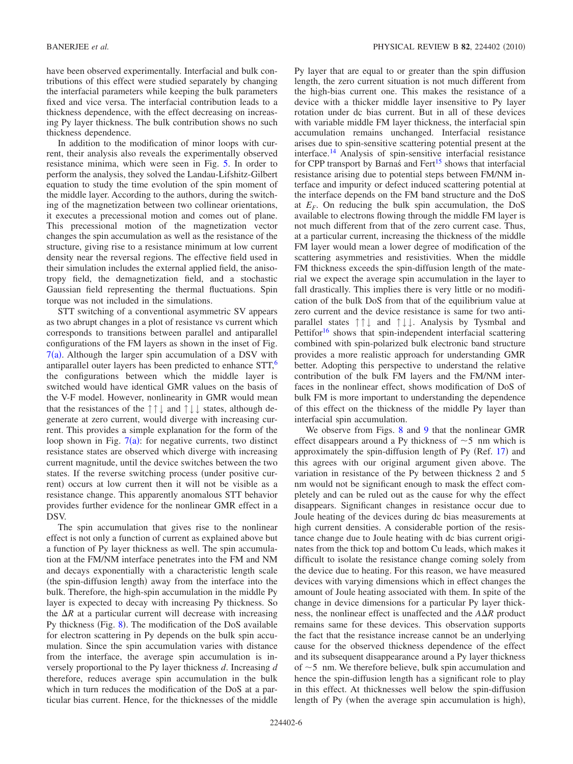have been observed experimentally. Interfacial and bulk contributions of this effect were studied separately by changing the interfacial parameters while keeping the bulk parameters fixed and vice versa. The interfacial contribution leads to a thickness dependence, with the effect decreasing on increasing Py layer thickness. The bulk contribution shows no such thickness dependence.

In addition to the modification of minor loops with current, their analysis also reveals the experimentally observed resistance minima, which were seen in Fig. 5. In order to perform the analysis, they solved the Landau-Lifshitz-Gilbert equation to study the time evolution of the spin moment of the middle layer. According to the authors, during the switching of the magnetization between two collinear orientations, it executes a precessional motion and comes out of plane. This precessional motion of the magnetization vector changes the spin accumulation as well as the resistance of the structure, giving rise to a resistance minimum at low current density near the reversal regions. The effective field used in their simulation includes the external applied field, the anisotropy field, the demagnetization field, and a stochastic Gaussian field representing the thermal fluctuations. Spin torque was not included in the simulations.

STT switching of a conventional asymmetric SV appears as two abrupt changes in a plot of resistance vs current which corresponds to transitions between parallel and antiparallel configurations of the FM layers as shown in the inset of Fig. 7(a). Although the larger spin accumulation of a DSV with antiparallel outer layers has been predicted to enhance STT,[6] the configurations between which the middle layer is switched would have identical GMR values on the basis of the V-F model. However, nonlinearity in GMR would mean that the resistances of the ↑↑↓ and ↑↓↓ states, although degenerate at zero current, would diverge with increasing current. This provides a simple explanation for the form of the loop shown in Fig. 7(a): for negative currents, two distinct resistance states are observed which diverge with increasing current magnitude, until the device switches between the two states. If the reverse switching process (under positive current) occurs at low current then it will not be visible as a resistance change. This apparently anomalous STT behavior provides further evidence for the nonlinear GMR effect in a DSV.

The spin accumulation that gives rise to the nonlinear effect is not only a function of current as explained above but a function of Py layer thickness as well. The spin accumulation at the FM/NM interface penetrates into the FM and NM and decays exponentially with a characteristic length scale (the spin-diffusion length) away from the interface into the bulk. Therefore, the high-spin accumulation in the middle Py layer is expected to decay with increasing Py thickness. So the $\Delta R$ at a particular current will decrease with increasing Py thickness (Fig. 8). The modification of the DoS available for electron scattering in Py depends on the bulk spin accumulation. Since the spin accumulation varies with distance from the interface, the average spin accumulation is inversely proportional to the Py layer thickness $d$. Increasing $d$ therefore, reduces average spin accumulation in the bulk which in turn reduces the modification of the DoS at a particular bias current. Hence, for the thicknesses of the middle Py layer that are equal to or greater than the spin diffusion length, the zero current situation is not much different from the high-bias current one. This makes the resistance of a device with a thicker middle layer insensitive to Py layer rotation under dc bias current. But in all of these devices with variable middle FM layer thickness, the interfacial spin accumulation remains unchanged. Interfacial resistance arises due to spin-sensitive scattering potential present at the interface.[14] Analysis of spin-sensitive interfacial resistance for CPP transport by Barnaś and Fert[15] shows that interfacial resistance arising due to potential steps between FM/NM interface and impurity or defect induced scattering potential at the interface depends on the FM band structure and the DoS at $E_F$. On reducing the bulk spin accumulation, the DoS available to electrons flowing through the middle FM layer is not much different from that of the zero current case. Thus, at a particular current, increasing the thickness of the middle FM layer would mean a lower degree of modification of the scattering asymmetries and resistivities. When the middle FM thickness exceeds the spin-diffusion length of the material we expect the average spin accumulation in the layer to fall drastically. This implies there is very little or no modification of the bulk DoS from that of the equilibrium value at zero current and the device resistance is same for two antiparallel states ↑↑↓ and ↑↓↓. Analysis by Tysmbal and Pettifor[16] shows that spin-independent interfacial scattering combined with spin-polarized bulk electronic band structure provides a more realistic approach for understanding GMR better. Adopting this perspective to understand the relative contribution of the bulk FM layers and the FM/NM interfaces in the nonlinear effect, shows modification of DoS of bulk FM is more important to understanding the dependence of this effect on the thickness of the middle Py layer than interfacial spin accumulation.

We observe from Figs. 8 and 9 that the nonlinear GMR effect disappears around a Py thickness of ~5 nm which is approximately the spin-diffusion length of Py (Ref. 17) and this agrees with our original argument given above. The variation in resistance of the Py between thickness 2 and 5 nm would not be significant enough to mask the effect completely and can be ruled out as the cause for why the effect disappears. Significant changes in resistance occur due to Joule heating of the devices during dc bias measurements at high current densities. A considerable portion of the resistance change due to Joule heating with dc bias current originates from the thick top and bottom Cu leads, which makes it difficult to isolate the resistance change coming solely from the device due to heating. For this reason, we have measured devices with varying dimensions which in effect changes the amount of Joule heating associated with them. In spite of the change in device dimensions for a particular Py layer thickness, the nonlinear effect is unaffected and the $A\Delta R$ product remains same for these devices. This observation supports the fact that the resistance increase cannot be an underlying cause for the observed thickness dependence of the effect and its subsequent disappearance around a Py layer thickness of ~5 nm. We therefore believe, bulk spin accumulation and hence the spin-diffusion length has a significant role to play in this effect. At thicknesses well below the spin-diffusion length of Py (when the average spin accumulation is high),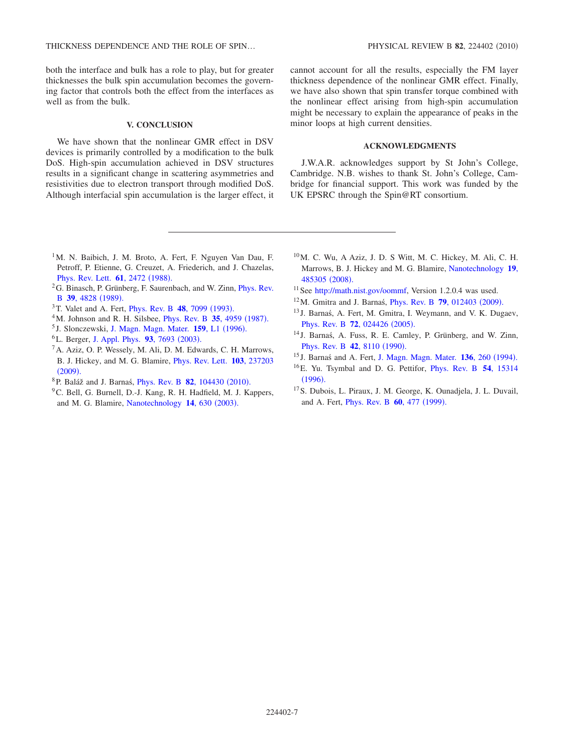both the interface and bulk has a role to play, but for greater thicknesses the bulk spin accumulation becomes the governing factor that controls both the effect from the interfaces as well as from the bulk.

## V. CONCLUSION

We have shown that the nonlinear GMR effect in DSV devices is primarily controlled by a modification to the bulk DoS. High-spin accumulation achieved in DSV structures results in a significant change in scattering asymmetries and resistivities due to electron transport through modified DoS. Although interfacial spin accumulation is the larger effect, it cannot account for all the results, especially the FM layer thickness dependence of the nonlinear GMR effect. Finally, we have also shown that spin transfer torque combined with the nonlinear effect arising from high-spin accumulation might be necessary to explain the appearance of peaks in the minor loops at high current densities.

## ACKNOWLEDGMENTS

J.W.A.R. acknowledges support by St John's College, Cambridge. N.B. wishes to thank St. John's College, Cambridge for financial support. This work was funded by the UK EPSRC through the Spin@RT consortium.

---

[1] M. N. Baibich, J. M. Broto, A. Fert, F. Nguyen Van Dau, F. Petroff, P. Etienne, G. Creuzet, A. Friederich, and J. Chazelas, Phys. Rev. Lett. **61**, 2472 (1988).

[2] G. Binasch, P. Grünberg, F. Saurenbach, and W. Zinn, Phys. Rev. B **39**, 4828 (1989).

[3] T. Valet and A. Fert, Phys. Rev. B **48**, 7099 (1993).

[4] M. Johnson and R. H. Silsbee, Phys. Rev. B **35**, 4959 (1987).

[5] J. Slonczewski, J. Magn. Magn. Mater. **159**, L1 (1996).

[6] L. Berger, J. Appl. Phys. **93**, 7693 (2003).

[7] A. Aziz, O. P. Wessely, M. Ali, D. M. Edwards, C. H. Marrows, B. J. Hickey, and M. G. Blamire, Phys. Rev. Lett. **103**, 237203 (2009).

[8] P. Baláž and J. Barnaś, Phys. Rev. B **82**, 104430 (2010).

[9] C. Bell, G. Burnell, D.-J. Kang, R. H. Hadfield, M. J. Kappers, and M. G. Blamire, Nanotechnology **14**, 630 (2003).

[10] M. C. Wu, A Aziz, J. D. S Witt, M. C. Hickey, M. Ali, C. H. Marrows, B. J. Hickey and M. G. Blamire, Nanotechnology **19**, 485305 (2008).

[11] See http://math.nist.gov/oommf, Version 1.2.0.4 was used.

[12] M. Gmitra and J. Barnaś, Phys. Rev. B **79**, 012403 (2009).

[13] J. Barnaś, A. Fert, M. Gmitra, I. Weymann, and V. K. Dugaev, Phys. Rev. B **72**, 024426 (2005).

[14] J. Barnaś, A. Fuss, R. E. Camley, P. Grünberg, and W. Zinn, Phys. Rev. B **42**, 8110 (1990).

[15] J. Barnaś and A. Fert, J. Magn. Magn. Mater. **136**, 260 (1994).

[16] E. Yu. Tsymbal and D. G. Pettifor, Phys. Rev. B **54**, 15314 (1996).

[17] S. Dubois, L. Piraux, J. M. George, K. Ounadjela, J. L. Duvail, and A. Fert, Phys. Rev. B **60**, 477 (1999).